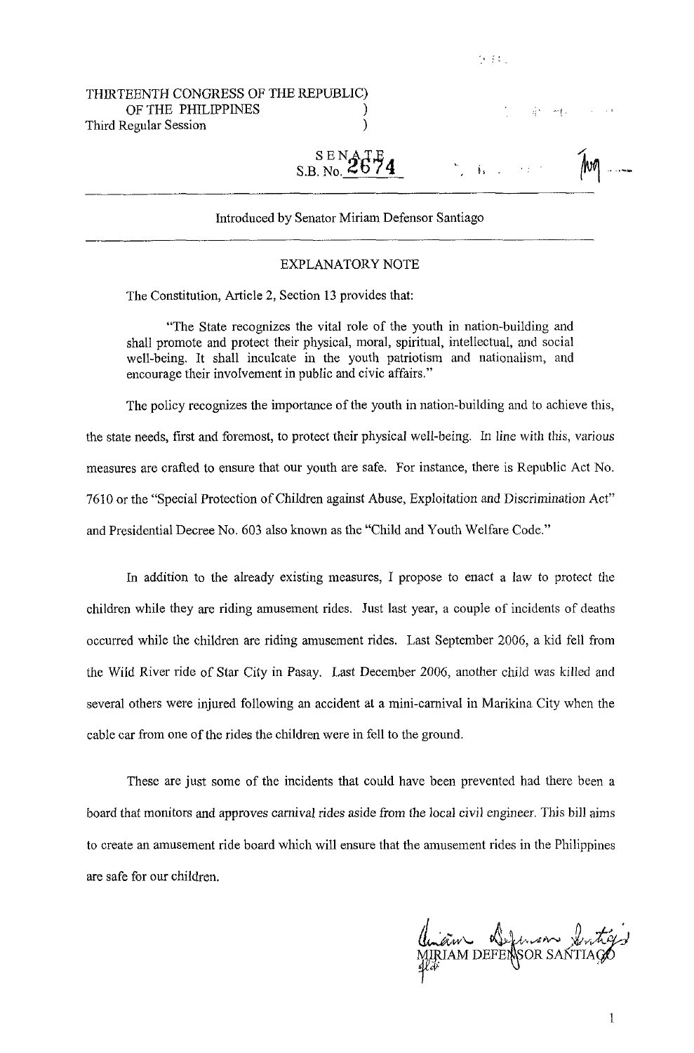THIRTEENTH CONGRESS OF THE REPUBLIC)
OF THE PHILIPPINES )
Third Regular Session )

SENATE
S.B. No. 2674

Introduced by Senator Miriam Defensor Santiago

EXPLANATORY NOTE

The Constitution, Article 2, Section 13 provides that:

> "The State recognizes the vital role of the youth in nation-building and shall promote and protect their physical, moral, spiritual, intellectual, and social well-being. It shall inculcate in the youth patriotism and nationalism, and encourage their involvement in public and civic affairs."

The policy recognizes the importance of the youth in nation-building and to achieve this, the state needs, first and foremost, to protect their physical well-being. In line with this, various measures are crafted to ensure that our youth are safe. For instance, there is Republic Act No. 7610 or the "Special Protection of Children against Abuse, Exploitation and Discrimination Act" and Presidential Decree No. 603 also known as the "Child and Youth Welfare Code."

In addition to the already existing measures, I propose to enact a law to protect the children while they are riding amusement rides. Just last year, a couple of incidents of deaths occurred while the children are riding amusement rides. Last September 2006, a kid fell from the Wild River ride of Star City in Pasay. Last December 2006, another child was killed and several others were injured following an accident at a mini-carnival in Marikina City when the cable car from one of the rides the children were in fell to the ground.

These are just some of the incidents that could have been prevented had there been a board that monitors and approves carnival rides aside from the local civil engineer. This bill aims to create an amusement ride board which will ensure that the amusement rides in the Philippines are safe for our children.

MIRIAM DEFENSOR SANTIAGO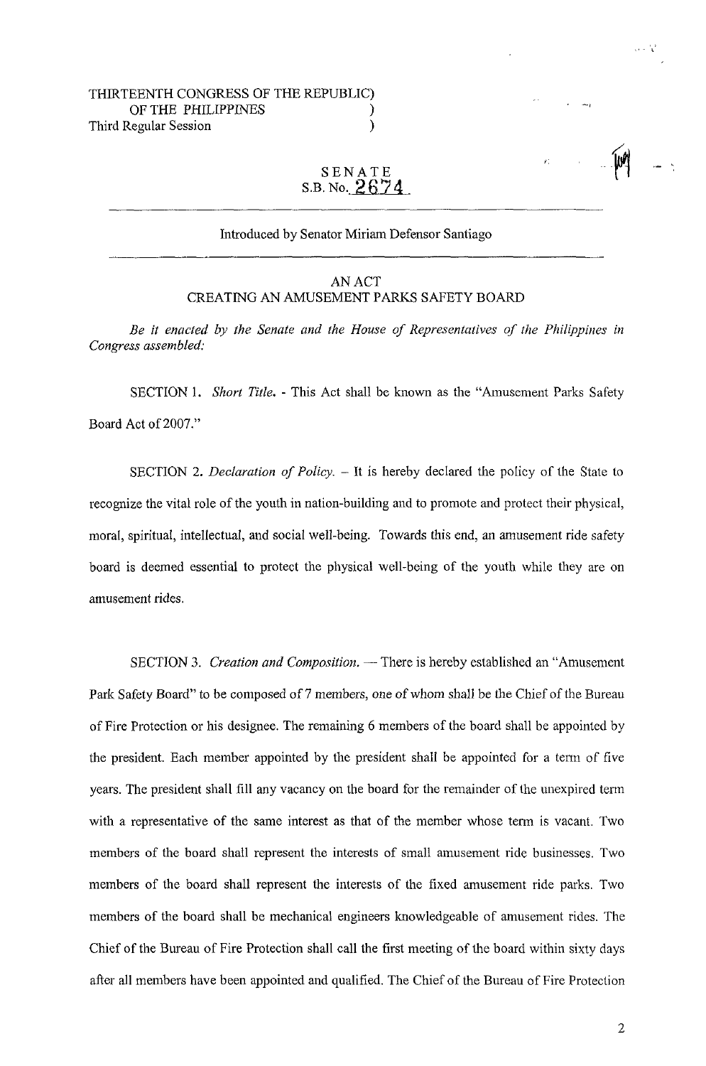THIRTEENTH CONGRESS OF THE REPUBLIC)
OF THE PHILIPPINES )
Third Regular Session )

SENATE
S.B. No. 2674

Introduced by Senator Miriam Defensor Santiago

AN ACT
CREATING AN AMUSEMENT PARKS SAFETY BOARD

*Be it enacted by the Senate and the House of Representatives of the Philippines in Congress assembled:*

SECTION 1. *Short Title.* - This Act shall be known as the "Amusement Parks Safety Board Act of 2007."

SECTION 2. *Declaration of Policy.* – It is hereby declared the policy of the State to recognize the vital role of the youth in nation-building and to promote and protect their physical, moral, spiritual, intellectual, and social well-being. Towards this end, an amusement ride safety board is deemed essential to protect the physical well-being of the youth while they are on amusement rides.

SECTION 3. *Creation and Composition.* — There is hereby established an "Amusement Park Safety Board" to be composed of 7 members, one of whom shall be the Chief of the Bureau of Fire Protection or his designee. The remaining 6 members of the board shall be appointed by the president. Each member appointed by the president shall be appointed for a term of five years. The president shall fill any vacancy on the board for the remainder of the unexpired term with a representative of the same interest as that of the member whose term is vacant. Two members of the board shall represent the interests of small amusement ride businesses. Two members of the board shall represent the interests of the fixed amusement ride parks. Two members of the board shall be mechanical engineers knowledgeable of amusement rides. The Chief of the Bureau of Fire Protection shall call the first meeting of the board within sixty days after all members have been appointed and qualified. The Chief of the Bureau of Fire Protection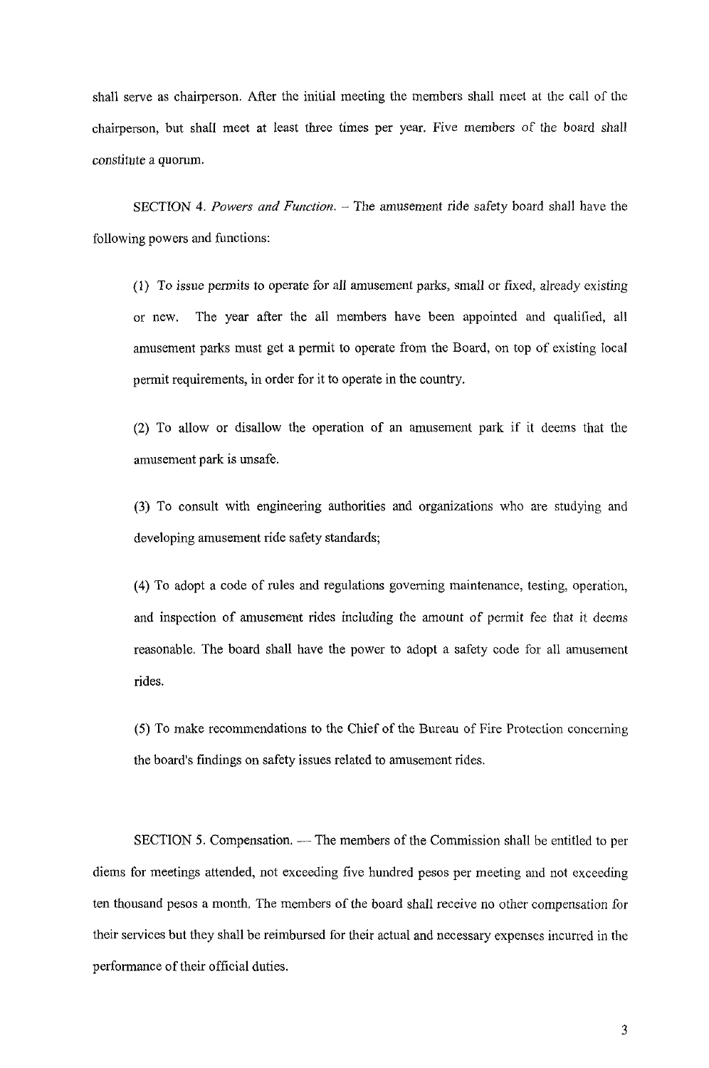shall serve as chairperson. After the initial meeting the members shall meet at the call of the chairperson, but shall meet at least three times per year. Five members of the board shall constitute a quorum.

SECTION 4. *Powers and Function.* – The amusement ride safety board shall have the following powers and functions:

(1) To issue permits to operate for all amusement parks, small or fixed, already existing or new. The year after the all members have been appointed and qualified, all amusement parks must get a permit to operate from the Board, on top of existing local permit requirements, in order for it to operate in the country.

(2) To allow or disallow the operation of an amusement park if it deems that the amusement park is unsafe.

(3) To consult with engineering authorities and organizations who are studying and developing amusement ride safety standards;

(4) To adopt a code of rules and regulations governing maintenance, testing, operation, and inspection of amusement rides including the amount of permit fee that it deems reasonable. The board shall have the power to adopt a safety code for all amusement rides.

(5) To make recommendations to the Chief of the Bureau of Fire Protection concerning the board's findings on safety issues related to amusement rides.

SECTION 5. Compensation. — The members of the Commission shall be entitled to per diems for meetings attended, not exceeding five hundred pesos per meeting and not exceeding ten thousand pesos a month. The members of the board shall receive no other compensation for their services but they shall be reimbursed for their actual and necessary expenses incurred in the performance of their official duties.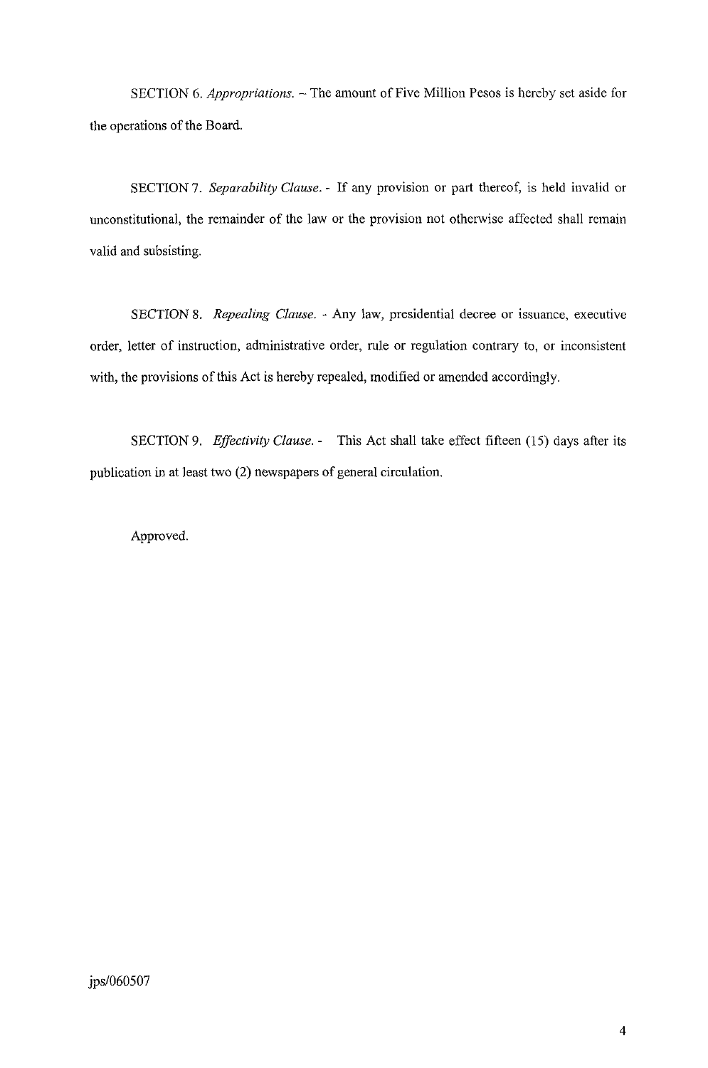SECTION 6. *Appropriations.* – The amount of Five Million Pesos is hereby set aside for the operations of the Board.

SECTION 7. *Separability Clause.* - If any provision or part thereof, is held invalid or unconstitutional, the remainder of the law or the provision not otherwise affected shall remain valid and subsisting.

SECTION 8. *Repealing Clause.* - Any law, presidential decree or issuance, executive order, letter of instruction, administrative order, rule or regulation contrary to, or inconsistent with, the provisions of this Act is hereby repealed, modified or amended accordingly.

SECTION 9. *Effectivity Clause.* - This Act shall take effect fifteen (15) days after its publication in at least two (2) newspapers of general circulation.

Approved.

jps/060507